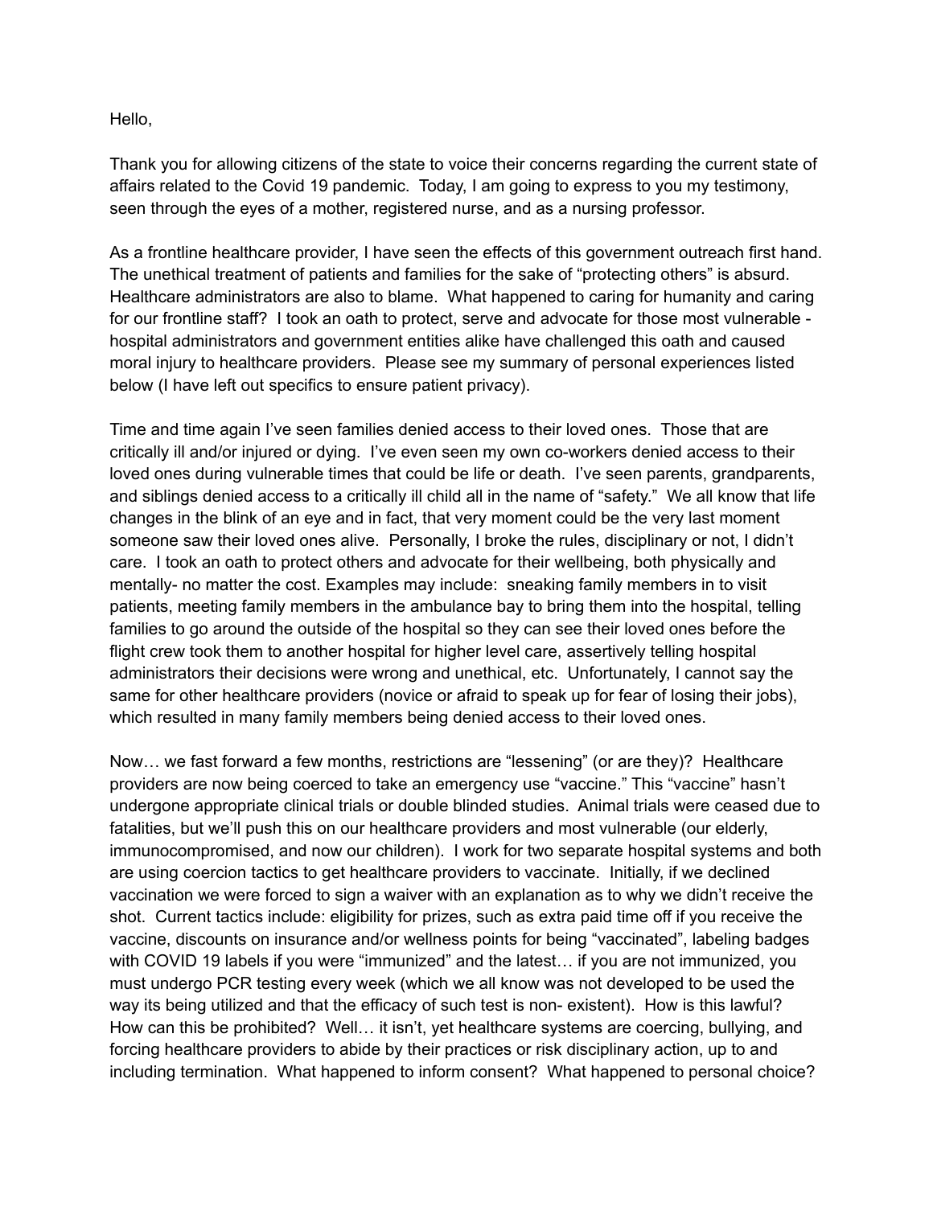Hello,

Thank you for allowing citizens of the state to voice their concerns regarding the current state of affairs related to the Covid 19 pandemic. Today, I am going to express to you my testimony, seen through the eyes of a mother, registered nurse, and as a nursing professor.

As a frontline healthcare provider, I have seen the effects of this government outreach first hand. The unethical treatment of patients and families for the sake of "protecting others" is absurd. Healthcare administrators are also to blame. What happened to caring for humanity and caring for our frontline staff? I took an oath to protect, serve and advocate for those most vulnerable - hospital administrators and government entities alike have challenged this oath and caused moral injury to healthcare providers. Please see my summary of personal experiences listed below (I have left out specifics to ensure patient privacy).

Time and time again I've seen families denied access to their loved ones. Those that are critically ill and/or injured or dying. I've even seen my own co-workers denied access to their loved ones during vulnerable times that could be life or death. I've seen parents, grandparents, and siblings denied access to a critically ill child all in the name of "safety." We all know that life changes in the blink of an eye and in fact, that very moment could be the very last moment someone saw their loved ones alive. Personally, I broke the rules, disciplinary or not, I didn't care. I took an oath to protect others and advocate for their wellbeing, both physically and mentally- no matter the cost. Examples may include: sneaking family members in to visit patients, meeting family members in the ambulance bay to bring them into the hospital, telling families to go around the outside of the hospital so they can see their loved ones before the flight crew took them to another hospital for higher level care, assertively telling hospital administrators their decisions were wrong and unethical, etc. Unfortunately, I cannot say the same for other healthcare providers (novice or afraid to speak up for fear of losing their jobs), which resulted in many family members being denied access to their loved ones.

Now… we fast forward a few months, restrictions are "lessening" (or are they)? Healthcare providers are now being coerced to take an emergency use "vaccine." This "vaccine" hasn't undergone appropriate clinical trials or double blinded studies. Animal trials were ceased due to fatalities, but we'll push this on our healthcare providers and most vulnerable (our elderly, immunocompromised, and now our children). I work for two separate hospital systems and both are using coercion tactics to get healthcare providers to vaccinate. Initially, if we declined vaccination we were forced to sign a waiver with an explanation as to why we didn't receive the shot. Current tactics include: eligibility for prizes, such as extra paid time off if you receive the vaccine, discounts on insurance and/or wellness points for being "vaccinated", labeling badges with COVID 19 labels if you were "immunized" and the latest… if you are not immunized, you must undergo PCR testing every week (which we all know was not developed to be used the way its being utilized and that the efficacy of such test is non- existent). How is this lawful? How can this be prohibited? Well… it isn't, yet healthcare systems are coercing, bullying, and forcing healthcare providers to abide by their practices or risk disciplinary action, up to and including termination. What happened to inform consent? What happened to personal choice?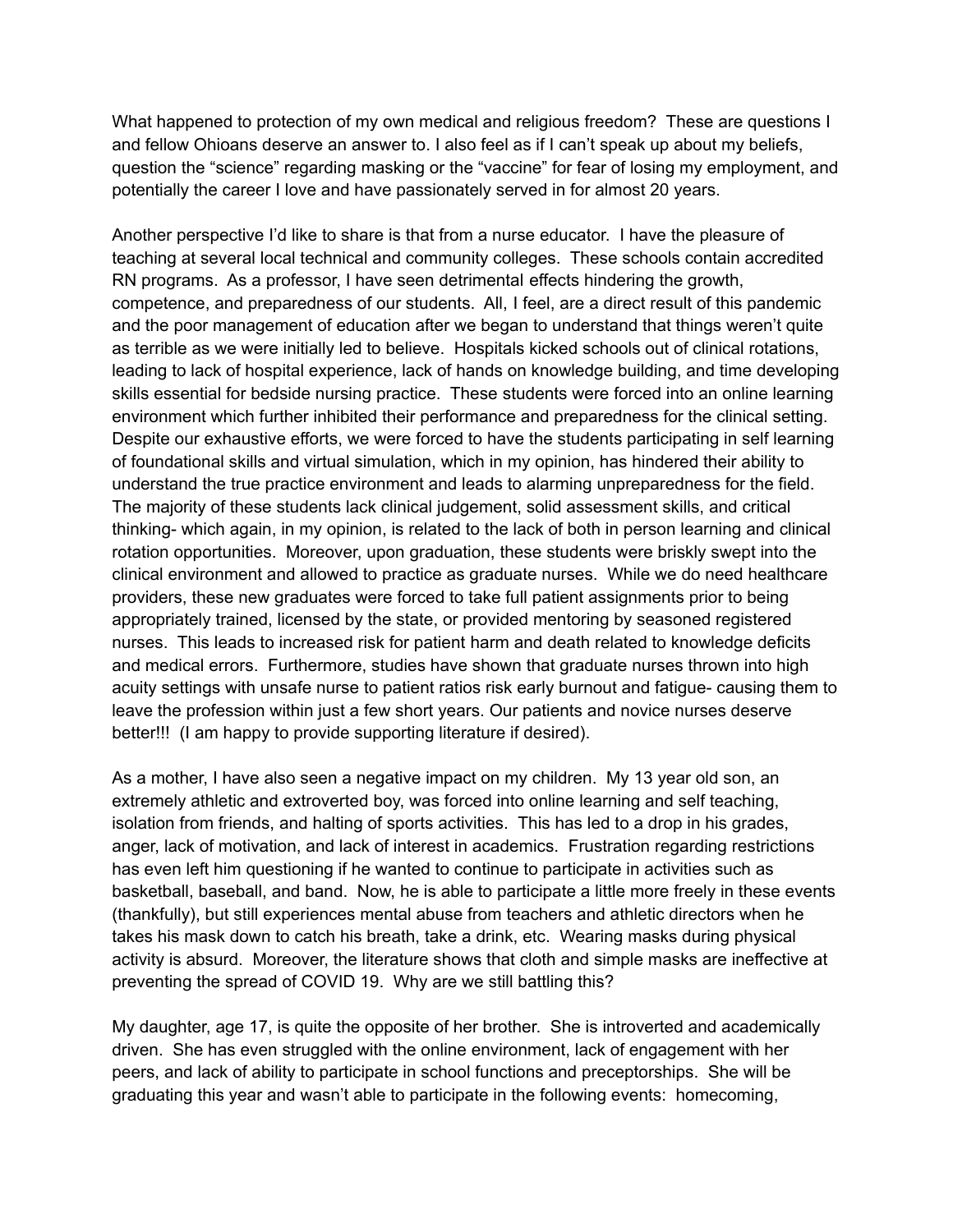What happened to protection of my own medical and religious freedom? These are questions I and fellow Ohioans deserve an answer to. I also feel as if I can't speak up about my beliefs, question the "science" regarding masking or the "vaccine" for fear of losing my employment, and potentially the career I love and have passionately served in for almost 20 years.

Another perspective I'd like to share is that from a nurse educator. I have the pleasure of teaching at several local technical and community colleges. These schools contain accredited RN programs. As a professor, I have seen detrimental effects hindering the growth, competence, and preparedness of our students. All, I feel, are a direct result of this pandemic and the poor management of education after we began to understand that things weren't quite as terrible as we were initially led to believe. Hospitals kicked schools out of clinical rotations, leading to lack of hospital experience, lack of hands on knowledge building, and time developing skills essential for bedside nursing practice. These students were forced into an online learning environment which further inhibited their performance and preparedness for the clinical setting. Despite our exhaustive efforts, we were forced to have the students participating in self learning of foundational skills and virtual simulation, which in my opinion, has hindered their ability to understand the true practice environment and leads to alarming unpreparedness for the field. The majority of these students lack clinical judgement, solid assessment skills, and critical thinking- which again, in my opinion, is related to the lack of both in person learning and clinical rotation opportunities. Moreover, upon graduation, these students were briskly swept into the clinical environment and allowed to practice as graduate nurses. While we do need healthcare providers, these new graduates were forced to take full patient assignments prior to being appropriately trained, licensed by the state, or provided mentoring by seasoned registered nurses. This leads to increased risk for patient harm and death related to knowledge deficits and medical errors. Furthermore, studies have shown that graduate nurses thrown into high acuity settings with unsafe nurse to patient ratios risk early burnout and fatigue- causing them to leave the profession within just a few short years. Our patients and novice nurses deserve better!!! (I am happy to provide supporting literature if desired).

As a mother, I have also seen a negative impact on my children. My 13 year old son, an extremely athletic and extroverted boy, was forced into online learning and self teaching, isolation from friends, and halting of sports activities. This has led to a drop in his grades, anger, lack of motivation, and lack of interest in academics. Frustration regarding restrictions has even left him questioning if he wanted to continue to participate in activities such as basketball, baseball, and band. Now, he is able to participate a little more freely in these events (thankfully), but still experiences mental abuse from teachers and athletic directors when he takes his mask down to catch his breath, take a drink, etc. Wearing masks during physical activity is absurd. Moreover, the literature shows that cloth and simple masks are ineffective at preventing the spread of COVID 19. Why are we still battling this?

My daughter, age 17, is quite the opposite of her brother. She is introverted and academically driven. She has even struggled with the online environment, lack of engagement with her peers, and lack of ability to participate in school functions and preceptorships. She will be graduating this year and wasn't able to participate in the following events: homecoming,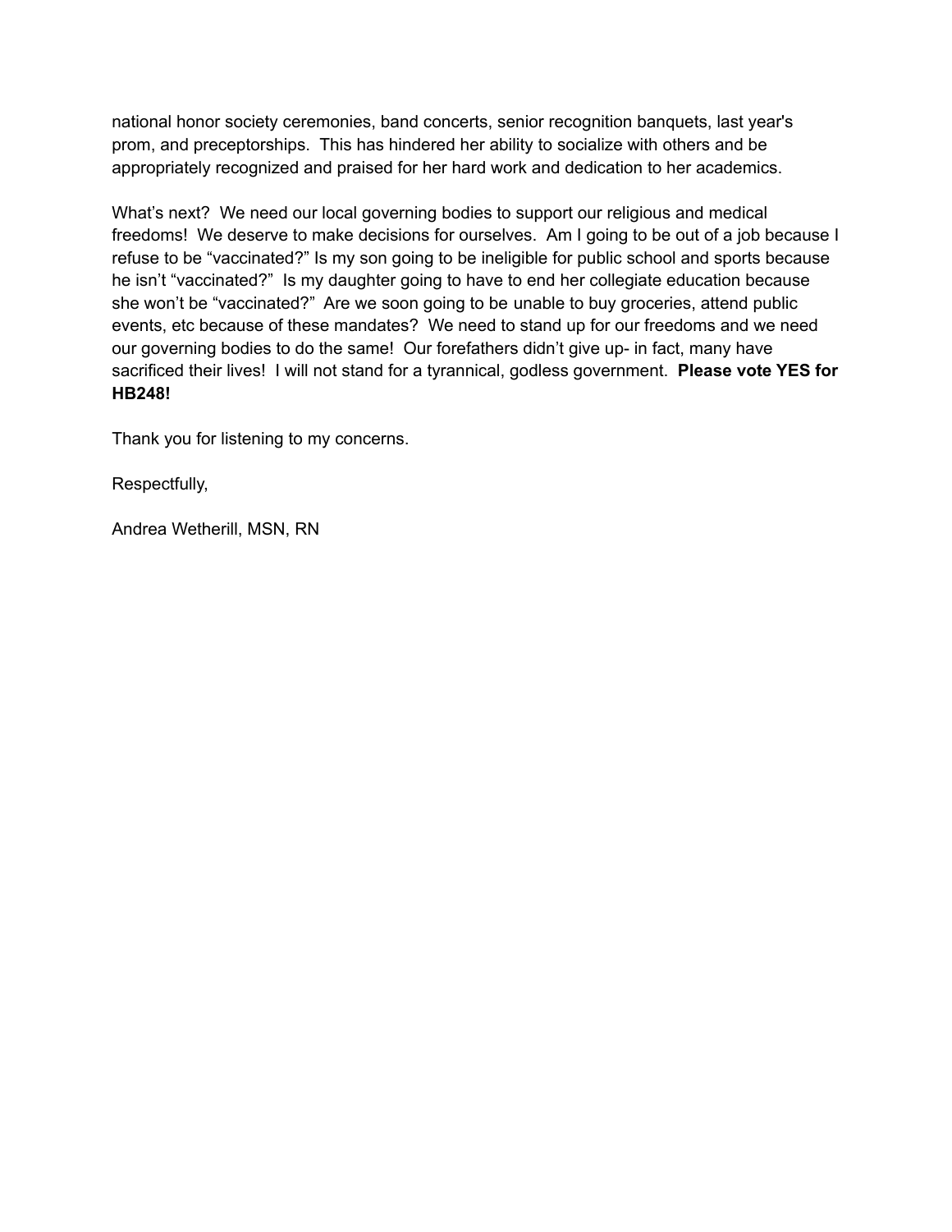national honor society ceremonies, band concerts, senior recognition banquets, last year's prom, and preceptorships. This has hindered her ability to socialize with others and be appropriately recognized and praised for her hard work and dedication to her academics.

What's next? We need our local governing bodies to support our religious and medical freedoms! We deserve to make decisions for ourselves. Am I going to be out of a job because I refuse to be "vaccinated?" Is my son going to be ineligible for public school and sports because he isn't "vaccinated?" Is my daughter going to have to end her collegiate education because she won't be "vaccinated?" Are we soon going to be unable to buy groceries, attend public events, etc because of these mandates? We need to stand up for our freedoms and we need our governing bodies to do the same! Our forefathers didn't give up- in fact, many have sacrificed their lives! I will not stand for a tyrannical, godless government. **Please vote YES for HB248!**

Thank you for listening to my concerns.

Respectfully,

Andrea Wetherill, MSN, RN